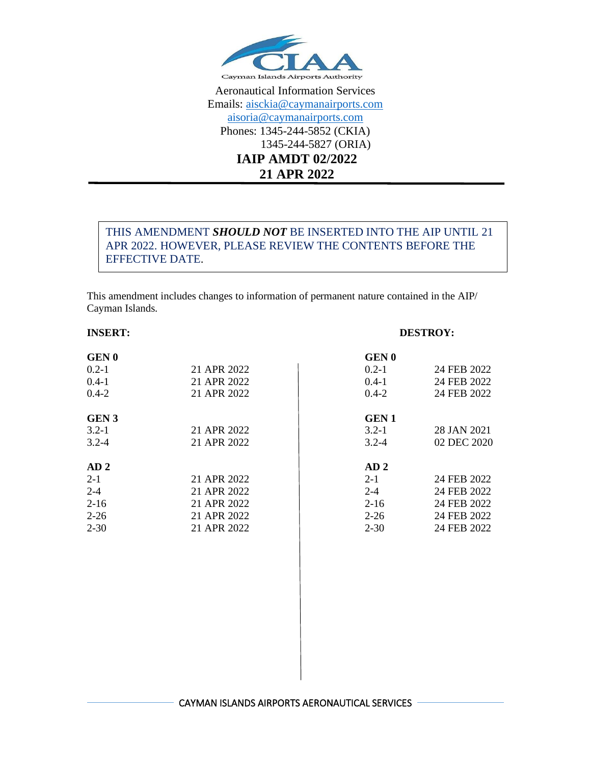Cayman Islands Airports Authority

Aeronautical Information Services

Emails: aisckia@caymanairports.com

aisoria@caymanairports.com

Phones: 1345-244-5852 (CKIA)

1345-244-5827 (ORIA)

# IAIP AMDT 02/2022
# 21 APR 2022

THIS AMENDMENT ***SHOULD NOT*** BE INSERTED INTO THE AIP UNTIL 21 APR 2022. HOWEVER, PLEASE REVIEW THE CONTENTS BEFORE THE EFFECTIVE DATE.

This amendment includes changes to information of permanent nature contained in the AIP/ Cayman Islands.

| **INSERT:** | | **DESTROY:** | |
|---|---|---|---|
| **GEN 0** | | **GEN 0** | |
| 0.2-1 | 21 APR 2022 | 0.2-1 | 24 FEB 2022 |
| 0.4-1 | 21 APR 2022 | 0.4-1 | 24 FEB 2022 |
| 0.4-2 | 21 APR 2022 | 0.4-2 | 24 FEB 2022 |
| **GEN 3** | | **GEN 1** | |
| 3.2-1 | 21 APR 2022 | 3.2-1 | 28 JAN 2021 |
| 3.2-4 | 21 APR 2022 | 3.2-4 | 02 DEC 2020 |
| **AD 2** | | **AD 2** | |
| 2-1 | 21 APR 2022 | 2-1 | 24 FEB 2022 |
| 2-4 | 21 APR 2022 | 2-4 | 24 FEB 2022 |
| 2-16 | 21 APR 2022 | 2-16 | 24 FEB 2022 |
| 2-26 | 21 APR 2022 | 2-26 | 24 FEB 2022 |
| 2-30 | 21 APR 2022 | 2-30 | 24 FEB 2022 |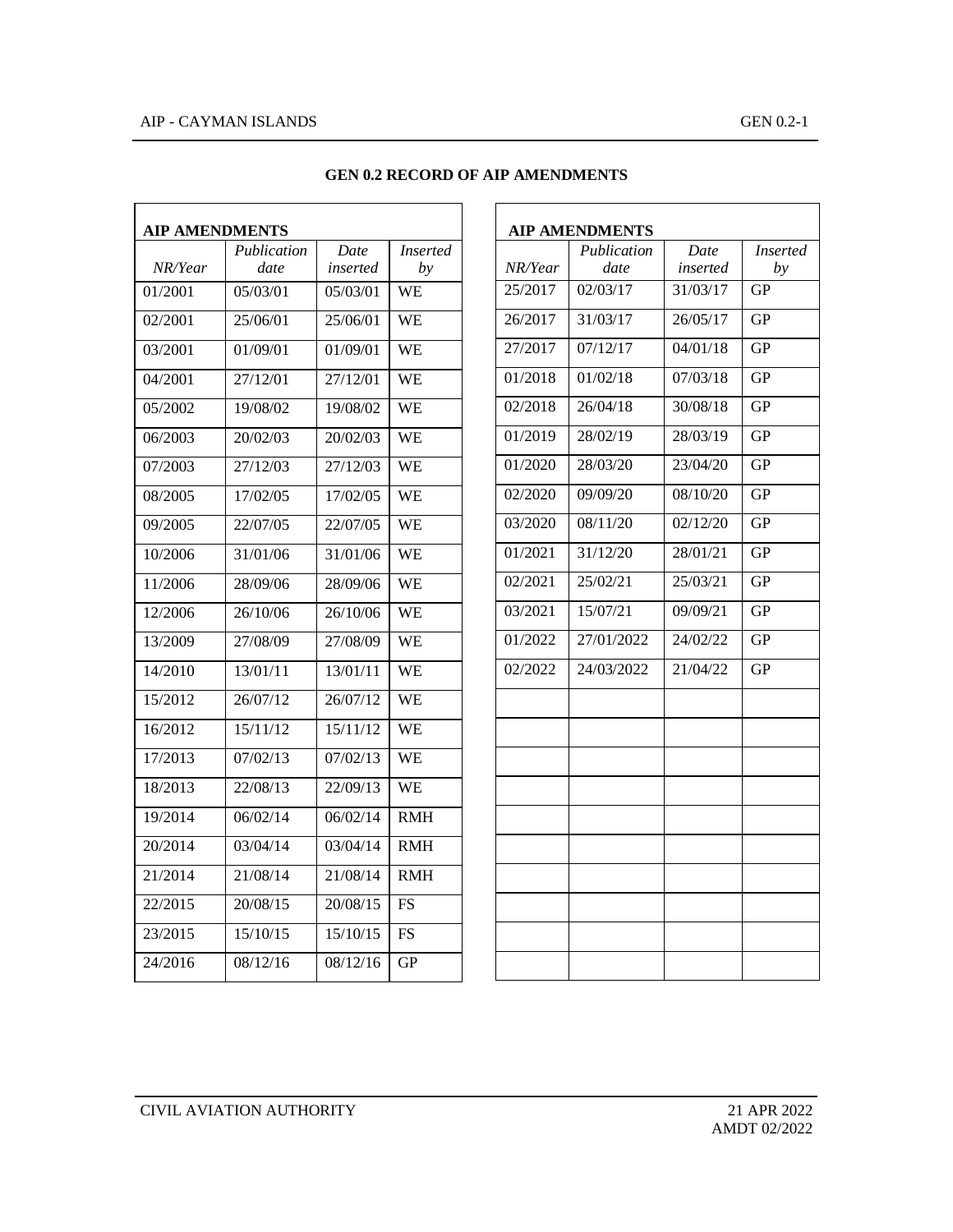# GEN 0.2 RECORD OF AIP AMENDMENTS

| AIP AMENDMENTS | | | |
|---|---|---|---|
| *NR/Year* | *Publication date* | *Date inserted* | *Inserted by* |
| 01/2001 | 05/03/01 | 05/03/01 | WE |
| 02/2001 | 25/06/01 | 25/06/01 | WE |
| 03/2001 | 01/09/01 | 01/09/01 | WE |
| 04/2001 | 27/12/01 | 27/12/01 | WE |
| 05/2002 | 19/08/02 | 19/08/02 | WE |
| 06/2003 | 20/02/03 | 20/02/03 | WE |
| 07/2003 | 27/12/03 | 27/12/03 | WE |
| 08/2005 | 17/02/05 | 17/02/05 | WE |
| 09/2005 | 22/07/05 | 22/07/05 | WE |
| 10/2006 | 31/01/06 | 31/01/06 | WE |
| 11/2006 | 28/09/06 | 28/09/06 | WE |
| 12/2006 | 26/10/06 | 26/10/06 | WE |
| 13/2009 | 27/08/09 | 27/08/09 | WE |
| 14/2010 | 13/01/11 | 13/01/11 | WE |
| 15/2012 | 26/07/12 | 26/07/12 | WE |
| 16/2012 | 15/11/12 | 15/11/12 | WE |
| 17/2013 | 07/02/13 | 07/02/13 | WE |
| 18/2013 | 22/08/13 | 22/09/13 | WE |
| 19/2014 | 06/02/14 | 06/02/14 | RMH |
| 20/2014 | 03/04/14 | 03/04/14 | RMH |
| 21/2014 | 21/08/14 | 21/08/14 | RMH |
| 22/2015 | 20/08/15 | 20/08/15 | FS |
| 23/2015 | 15/10/15 | 15/10/15 | FS |
| 24/2016 | 08/12/16 | 08/12/16 | GP |

| AIP AMENDMENTS | | | |
|---|---|---|---|
| *NR/Year* | *Publication date* | *Date inserted* | *Inserted by* |
| 25/2017 | 02/03/17 | 31/03/17 | GP |
| 26/2017 | 31/03/17 | 26/05/17 | GP |
| 27/2017 | 07/12/17 | 04/01/18 | GP |
| 01/2018 | 01/02/18 | 07/03/18 | GP |
| 02/2018 | 26/04/18 | 30/08/18 | GP |
| 01/2019 | 28/02/19 | 28/03/19 | GP |
| 01/2020 | 28/03/20 | 23/04/20 | GP |
| 02/2020 | 09/09/20 | 08/10/20 | GP |
| 03/2020 | 08/11/20 | 02/12/20 | GP |
| 01/2021 | 31/12/20 | 28/01/21 | GP |
| 02/2021 | 25/02/21 | 25/03/21 | GP |
| 03/2021 | 15/07/21 | 09/09/21 | GP |
| 01/2022 | 27/01/2022 | 24/02/22 | GP |
| 02/2022 | 24/03/2022 | 21/04/22 | GP |
| | | | |
| | | | |
| | | | |
| | | | |
| | | | |
| | | | |
| | | | |
| | | | |
| | | | |
| | | | |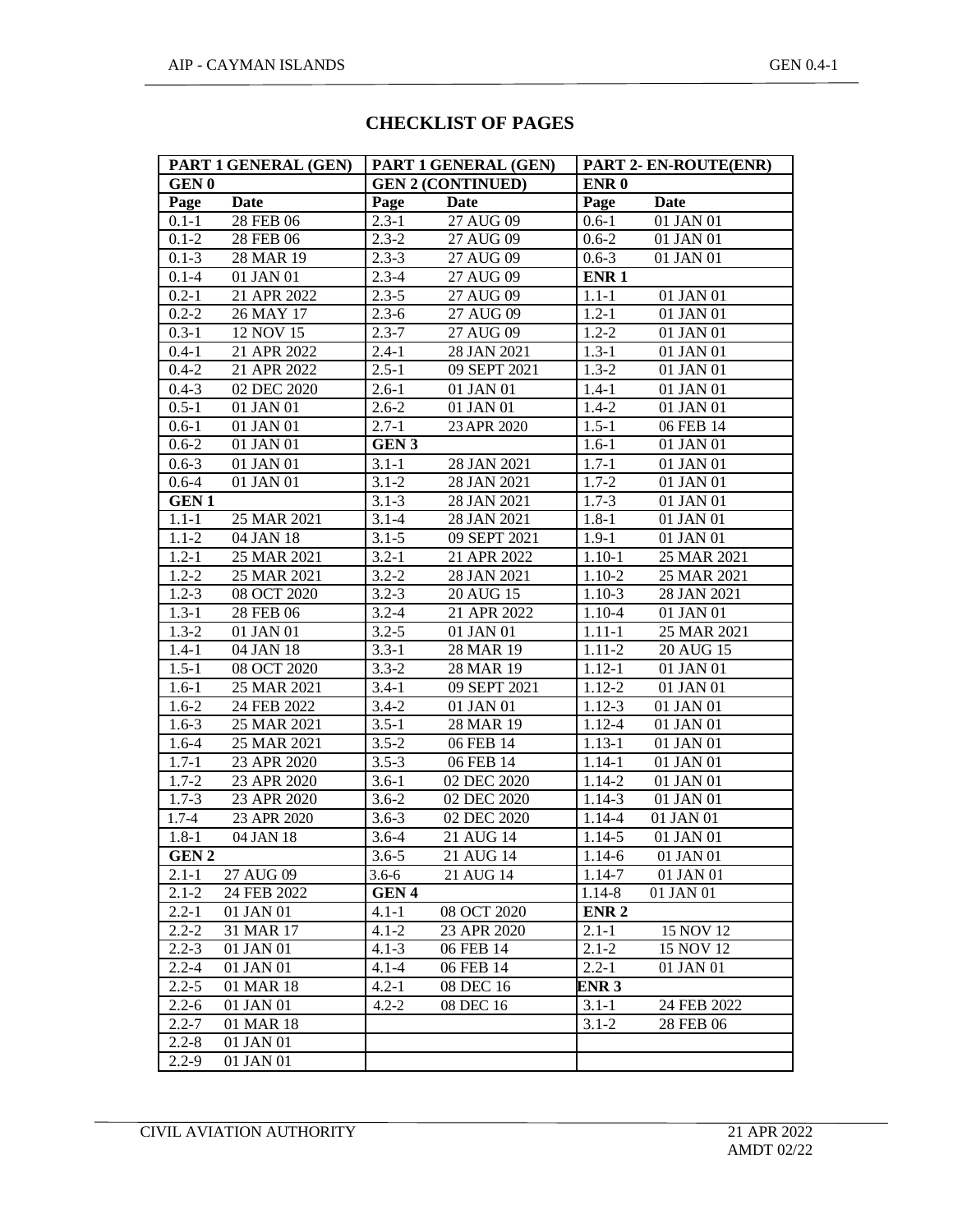# CHECKLIST OF PAGES

| PART 1 GENERAL (GEN) | | PART 1 GENERAL (GEN) | | PART 2- EN-ROUTE(ENR) | |
|---|---|---|---|---|---|
| **GEN 0** | | **GEN 2 (CONTINUED)** | | **ENR 0** | |
| **Page** | **Date** | **Page** | **Date** | **Page** | **Date** |
| 0.1-1 | 28 FEB 06 | 2.3-1 | 27 AUG 09 | 0.6-1 | 01 JAN 01 |
| 0.1-2 | 28 FEB 06 | 2.3-2 | 27 AUG 09 | 0.6-2 | 01 JAN 01 |
| 0.1-3 | 28 MAR 19 | 2.3-3 | 27 AUG 09 | 0.6-3 | 01 JAN 01 |
| 0.1-4 | 01 JAN 01 | 2.3-4 | 27 AUG 09 | **ENR 1** | |
| 0.2-1 | 21 APR 2022 | 2.3-5 | 27 AUG 09 | 1.1-1 | 01 JAN 01 |
| 0.2-2 | 26 MAY 17 | 2.3-6 | 27 AUG 09 | 1.2-1 | 01 JAN 01 |
| 0.3-1 | 12 NOV 15 | 2.3-7 | 27 AUG 09 | 1.2-2 | 01 JAN 01 |
| 0.4-1 | 21 APR 2022 | 2.4-1 | 28 JAN 2021 | 1.3-1 | 01 JAN 01 |
| 0.4-2 | 21 APR 2022 | 2.5-1 | 09 SEPT 2021 | 1.3-2 | 01 JAN 01 |
| 0.4-3 | 02 DEC 2020 | 2.6-1 | 01 JAN 01 | 1.4-1 | 01 JAN 01 |
| 0.5-1 | 01 JAN 01 | 2.6-2 | 01 JAN 01 | 1.4-2 | 01 JAN 01 |
| 0.6-1 | 01 JAN 01 | 2.7-1 | 23 APR 2020 | 1.5-1 | 06 FEB 14 |
| 0.6-2 | 01 JAN 01 | **GEN 3** | | 1.6-1 | 01 JAN 01 |
| 0.6-3 | 01 JAN 01 | 3.1-1 | 28 JAN 2021 | 1.7-1 | 01 JAN 01 |
| 0.6-4 | 01 JAN 01 | 3.1-2 | 28 JAN 2021 | 1.7-2 | 01 JAN 01 |
| **GEN 1** | | 3.1-3 | 28 JAN 2021 | 1.7-3 | 01 JAN 01 |
| 1.1-1 | 25 MAR 2021 | 3.1-4 | 28 JAN 2021 | 1.8-1 | 01 JAN 01 |
| 1.1-2 | 04 JAN 18 | 3.1-5 | 09 SEPT 2021 | 1.9-1 | 01 JAN 01 |
| 1.2-1 | 25 MAR 2021 | 3.2-1 | 21 APR 2022 | 1.10-1 | 25 MAR 2021 |
| 1.2-2 | 25 MAR 2021 | 3.2-2 | 28 JAN 2021 | 1.10-2 | 25 MAR 2021 |
| 1.2-3 | 08 OCT 2020 | 3.2-3 | 20 AUG 15 | 1.10-3 | 28 JAN 2021 |
| 1.3-1 | 28 FEB 06 | 3.2-4 | 21 APR 2022 | 1.10-4 | 01 JAN 01 |
| 1.3-2 | 01 JAN 01 | 3.2-5 | 01 JAN 01 | 1.11-1 | 25 MAR 2021 |
| 1.4-1 | 04 JAN 18 | 3.3-1 | 28 MAR 19 | 1.11-2 | 20 AUG 15 |
| 1.5-1 | 08 OCT 2020 | 3.3-2 | 28 MAR 19 | 1.12-1 | 01 JAN 01 |
| 1.6-1 | 25 MAR 2021 | 3.4-1 | 09 SEPT 2021 | 1.12-2 | 01 JAN 01 |
| 1.6-2 | 24 FEB 2022 | 3.4-2 | 01 JAN 01 | 1.12-3 | 01 JAN 01 |
| 1.6-3 | 25 MAR 2021 | 3.5-1 | 28 MAR 19 | 1.12-4 | 01 JAN 01 |
| 1.6-4 | 25 MAR 2021 | 3.5-2 | 06 FEB 14 | 1.13-1 | 01 JAN 01 |
| 1.7-1 | 23 APR 2020 | 3.5-3 | 06 FEB 14 | 1.14-1 | 01 JAN 01 |
| 1.7-2 | 23 APR 2020 | 3.6-1 | 02 DEC 2020 | 1.14-2 | 01 JAN 01 |
| 1.7-3 | 23 APR 2020 | 3.6-2 | 02 DEC 2020 | 1.14-3 | 01 JAN 01 |
| 1.7-4 | 23 APR 2020 | 3.6-3 | 02 DEC 2020 | 1.14-4 | 01 JAN 01 |
| 1.8-1 | 04 JAN 18 | 3.6-4 | 21 AUG 14 | 1.14-5 | 01 JAN 01 |
| **GEN 2** | | 3.6-5 | 21 AUG 14 | 1.14-6 | 01 JAN 01 |
| 2.1-1 | 27 AUG 09 | 3.6-6 | 21 AUG 14 | 1.14-7 | 01 JAN 01 |
| 2.1-2 | 24 FEB 2022 | **GEN 4** | | 1.14-8 | 01 JAN 01 |
| 2.2-1 | 01 JAN 01 | 4.1-1 | 08 OCT 2020 | **ENR 2** | |
| 2.2-2 | 31 MAR 17 | 4.1-2 | 23 APR 2020 | 2.1-1 | 15 NOV 12 |
| 2.2-3 | 01 JAN 01 | 4.1-3 | 06 FEB 14 | 2.1-2 | 15 NOV 12 |
| 2.2-4 | 01 JAN 01 | 4.1-4 | 06 FEB 14 | 2.2-1 | 01 JAN 01 |
| 2.2-5 | 01 MAR 18 | 4.2-1 | 08 DEC 16 | **ENR 3** | |
| 2.2-6 | 01 JAN 01 | 4.2-2 | 08 DEC 16 | 3.1-1 | 24 FEB 2022 |
| 2.2-7 | 01 MAR 18 | | | 3.1-2 | 28 FEB 06 |
| 2.2-8 | 01 JAN 01 | | | | |
| 2.2-9 | 01 JAN 01 | | | | |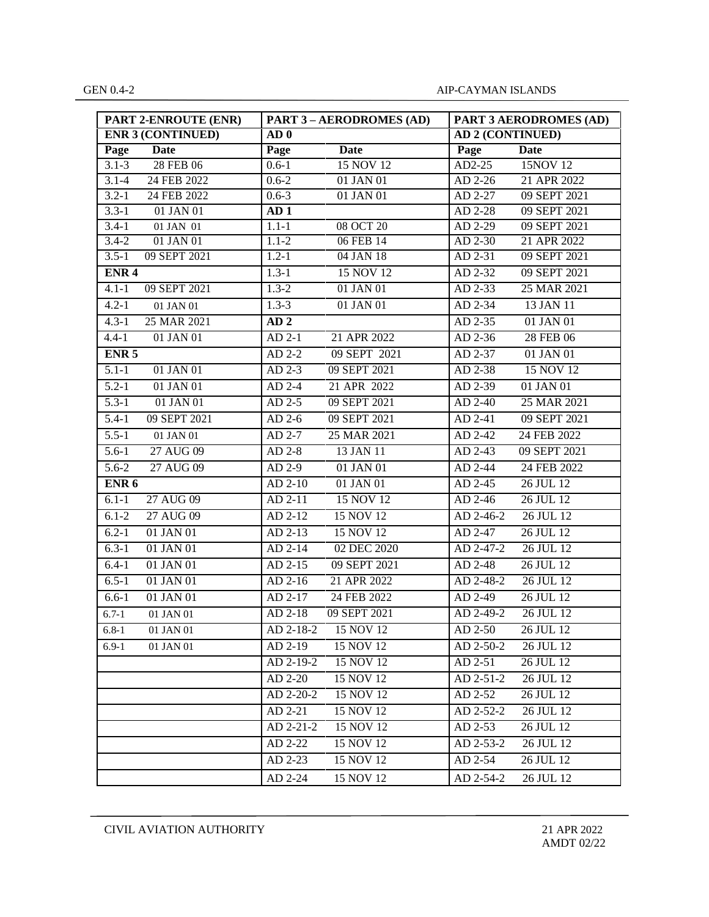| PART 2-ENROUTE (ENR) | | PART 3 – AERODROMES (AD) | | PART 3 AERODROMES (AD) | |
|---|---|---|---|---|---|
| **ENR 3 (CONTINUED)** | | **AD 0** | | **AD 2 (CONTINUED)** | |
| **Page** | **Date** | **Page** | **Date** | **Page** | **Date** |
| 3.1-3 | 28 FEB 06 | 0.6-1 | 15 NOV 12 | AD2-25 | 15NOV 12 |
| 3.1-4 | 24 FEB 2022 | 0.6-2 | 01 JAN 01 | AD 2-26 | 21 APR 2022 |
| 3.2-1 | 24 FEB 2022 | 0.6-3 | 01 JAN 01 | AD 2-27 | 09 SEPT 2021 |
| 3.3-1 | 01 JAN 01 | **AD 1** | | AD 2-28 | 09 SEPT 2021 |
| 3.4-1 | 01 JAN 01 | 1.1-1 | 08 OCT 20 | AD 2-29 | 09 SEPT 2021 |
| 3.4-2 | 01 JAN 01 | 1.1-2 | 06 FEB 14 | AD 2-30 | 21 APR 2022 |
| 3.5-1 | 09 SEPT 2021 | 1.2-1 | 04 JAN 18 | AD 2-31 | 09 SEPT 2021 |
| **ENR 4** | | 1.3-1 | 15 NOV 12 | AD 2-32 | 09 SEPT 2021 |
| 4.1-1 | 09 SEPT 2021 | 1.3-2 | 01 JAN 01 | AD 2-33 | 25 MAR 2021 |
| 4.2-1 | 01 JAN 01 | 1.3-3 | 01 JAN 01 | AD 2-34 | 13 JAN 11 |
| 4.3-1 | 25 MAR 2021 | **AD 2** | | AD 2-35 | 01 JAN 01 |
| 4.4-1 | 01 JAN 01 | AD 2-1 | 21 APR 2022 | AD 2-36 | 28 FEB 06 |
| **ENR 5** | | AD 2-2 | 09 SEPT 2021 | AD 2-37 | 01 JAN 01 |
| 5.1-1 | 01 JAN 01 | AD 2-3 | 09 SEPT 2021 | AD 2-38 | 15 NOV 12 |
| 5.2-1 | 01 JAN 01 | AD 2-4 | 21 APR 2022 | AD 2-39 | 01 JAN 01 |
| 5.3-1 | 01 JAN 01 | AD 2-5 | 09 SEPT 2021 | AD 2-40 | 25 MAR 2021 |
| 5.4-1 | 09 SEPT 2021 | AD 2-6 | 09 SEPT 2021 | AD 2-41 | 09 SEPT 2021 |
| 5.5-1 | 01 JAN 01 | AD 2-7 | 25 MAR 2021 | AD 2-42 | 24 FEB 2022 |
| 5.6-1 | 27 AUG 09 | AD 2-8 | 13 JAN 11 | AD 2-43 | 09 SEPT 2021 |
| 5.6-2 | 27 AUG 09 | AD 2-9 | 01 JAN 01 | AD 2-44 | 24 FEB 2022 |
| **ENR 6** | | AD 2-10 | 01 JAN 01 | AD 2-45 | 26 JUL 12 |
| 6.1-1 | 27 AUG 09 | AD 2-11 | 15 NOV 12 | AD 2-46 | 26 JUL 12 |
| 6.1-2 | 27 AUG 09 | AD 2-12 | 15 NOV 12 | AD 2-46-2 | 26 JUL 12 |
| 6.2-1 | 01 JAN 01 | AD 2-13 | 15 NOV 12 | AD 2-47 | 26 JUL 12 |
| 6.3-1 | 01 JAN 01 | AD 2-14 | 02 DEC 2020 | AD 2-47-2 | 26 JUL 12 |
| 6.4-1 | 01 JAN 01 | AD 2-15 | 09 SEPT 2021 | AD 2-48 | 26 JUL 12 |
| 6.5-1 | 01 JAN 01 | AD 2-16 | 21 APR 2022 | AD 2-48-2 | 26 JUL 12 |
| 6.6-1 | 01 JAN 01 | AD 2-17 | 24 FEB 2022 | AD 2-49 | 26 JUL 12 |
| 6.7-1 | 01 JAN 01 | AD 2-18 | 09 SEPT 2021 | AD 2-49-2 | 26 JUL 12 |
| 6.8-1 | 01 JAN 01 | AD 2-18-2 | 15 NOV 12 | AD 2-50 | 26 JUL 12 |
| 6.9-1 | 01 JAN 01 | AD 2-19 | 15 NOV 12 | AD 2-50-2 | 26 JUL 12 |
| | | AD 2-19-2 | 15 NOV 12 | AD 2-51 | 26 JUL 12 |
| | | AD 2-20 | 15 NOV 12 | AD 2-51-2 | 26 JUL 12 |
| | | AD 2-20-2 | 15 NOV 12 | AD 2-52 | 26 JUL 12 |
| | | AD 2-21 | 15 NOV 12 | AD 2-52-2 | 26 JUL 12 |
| | | AD 2-21-2 | 15 NOV 12 | AD 2-53 | 26 JUL 12 |
| | | AD 2-22 | 15 NOV 12 | AD 2-53-2 | 26 JUL 12 |
| | | AD 2-23 | 15 NOV 12 | AD 2-54 | 26 JUL 12 |
| | | AD 2-24 | 15 NOV 12 | AD 2-54-2 | 26 JUL 12 |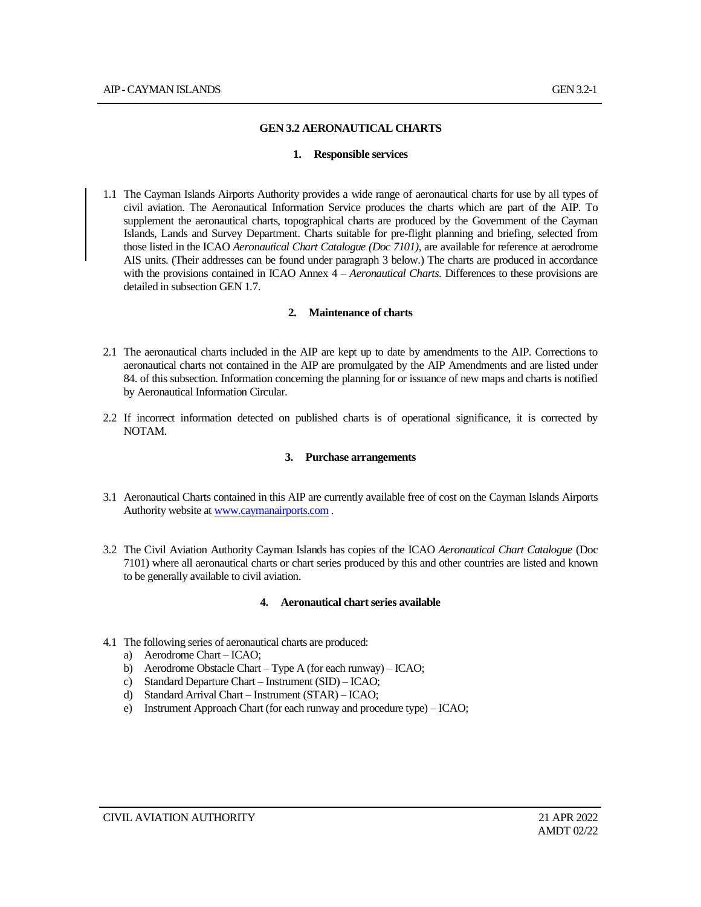# GEN 3.2 AERONAUTICAL CHARTS

## 1. Responsible services

1.1 The Cayman Islands Airports Authority provides a wide range of aeronautical charts for use by all types of civil aviation. The Aeronautical Information Service produces the charts which are part of the AIP. To supplement the aeronautical charts, topographical charts are produced by the Government of the Cayman Islands, Lands and Survey Department. Charts suitable for pre-flight planning and briefing, selected from those listed in the ICAO *Aeronautical Chart Catalogue (Doc 7101)*, are available for reference at aerodrome AIS units. (Their addresses can be found under paragraph 3 below.) The charts are produced in accordance with the provisions contained in ICAO Annex 4 – *Aeronautical Charts*. Differences to these provisions are detailed in subsection GEN 1.7.

## 2. Maintenance of charts

2.1 The aeronautical charts included in the AIP are kept up to date by amendments to the AIP. Corrections to aeronautical charts not contained in the AIP are promulgated by the AIP Amendments and are listed under 84. of this subsection. Information concerning the planning for or issuance of new maps and charts is notified by Aeronautical Information Circular.

2.2 If incorrect information detected on published charts is of operational significance, it is corrected by NOTAM.

## 3. Purchase arrangements

3.1 Aeronautical Charts contained in this AIP are currently available free of cost on the Cayman Islands Airports Authority website at [www.caymanairports.com](http://www.caymanairports.com) .

3.2 The Civil Aviation Authority Cayman Islands has copies of the ICAO *Aeronautical Chart Catalogue* (Doc 7101) where all aeronautical charts or chart series produced by this and other countries are listed and known to be generally available to civil aviation.

## 4. Aeronautical chart series available

4.1 The following series of aeronautical charts are produced:

a) Aerodrome Chart – ICAO;
b) Aerodrome Obstacle Chart – Type A (for each runway) – ICAO;
c) Standard Departure Chart – Instrument (SID) – ICAO;
d) Standard Arrival Chart – Instrument (STAR) – ICAO;
e) Instrument Approach Chart (for each runway and procedure type) – ICAO;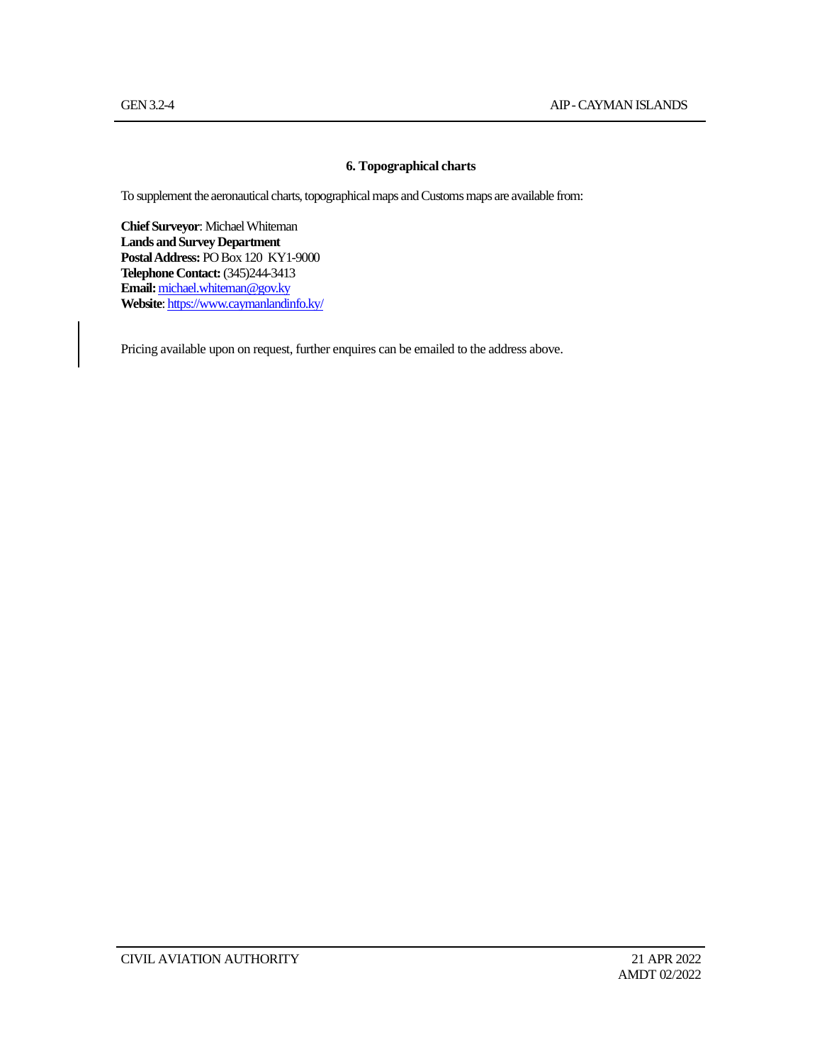## 6. Topographical charts

To supplement the aeronautical charts, topographical maps and Customs maps are available from:

**Chief Surveyor**: Michael Whiteman
**Lands and Survey Department**
**Postal Address:** PO Box 120 KY1-9000
**Telephone Contact:** (345)244-3413
**Email:** michael.whiteman@gov.ky
**Website**: https://www.caymanlandinfo.ky/

Pricing available upon on request, further enquires can be emailed to the address above.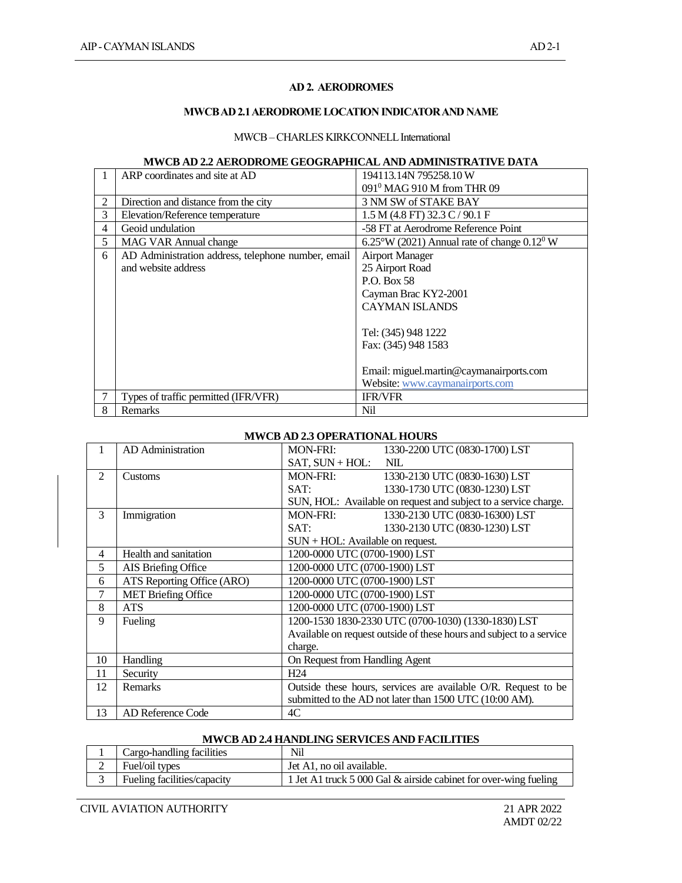## AD 2. AERODROMES

### MWCB AD 2.1 AERODROME LOCATION INDICATOR AND NAME

MWCB – CHARLES KIRKCONNELL International

### MWCB AD 2.2 AERODROME GEOGRAPHICAL AND ADMINISTRATIVE DATA

| | | |
|---|---|---|
| 1 | ARP coordinates and site at AD | 194113.14N 795258.10 W<br>091⁰ MAG 910 M from THR 09 |
| 2 | Direction and distance from the city | 3 NM SW of STAKE BAY |
| 3 | Elevation/Reference temperature | 1.5 M (4.8 FT) 32.3 C / 90.1 F |
| 4 | Geoid undulation | -58 FT at Aerodrome Reference Point |
| 5 | MAG VAR Annual change | 6.25°W (2021) Annual rate of change 0.12⁰ W |
| 6 | AD Administration address, telephone number, email and website address | Airport Manager<br>25 Airport Road<br>P.O. Box 58<br>Cayman Brac KY2-2001<br>CAYMAN ISLANDS<br><br>Tel: (345) 948 1222<br>Fax: (345) 948 1583<br><br>Email: miguel.martin@caymanairports.com<br>Website: www.caymanairports.com |
| 7 | Types of traffic permitted (IFR/VFR) | IFR/VFR |
| 8 | Remarks | Nil |

### MWCB AD 2.3 OPERATIONAL HOURS

| | | |
|---|---|---|
| 1 | AD Administration | MON-FRI: 1330-2200 UTC (0830-1700) LST<br>SAT, SUN + HOL: NIL |
| 2 | Customs | MON-FRI: 1330-2130 UTC (0830-1630) LST<br>SAT: 1330-1730 UTC (0830-1230) LST<br>SUN, HOL: Available on request and subject to a service charge. |
| 3 | Immigration | MON-FRI: 1330-2130 UTC (0830-16300) LST<br>SAT: 1330-2130 UTC (0830-1230) LST<br>SUN + HOL: Available on request. |
| 4 | Health and sanitation | 1200-0000 UTC (0700-1900) LST |
| 5 | AIS Briefing Office | 1200-0000 UTC (0700-1900) LST |
| 6 | ATS Reporting Office (ARO) | 1200-0000 UTC (0700-1900) LST |
| 7 | MET Briefing Office | 1200-0000 UTC (0700-1900) LST |
| 8 | ATS | 1200-0000 UTC (0700-1900) LST |
| 9 | Fueling | 1200-1530 1830-2330 UTC (0700-1030) (1330-1830) LST<br>Available on request outside of these hours and subject to a service charge. |
| 10 | Handling | On Request from Handling Agent |
| 11 | Security | H24 |
| 12 | Remarks | Outside these hours, services are available O/R. Request to be submitted to the AD not later than 1500 UTC (10:00 AM). |
| 13 | AD Reference Code | 4C |

### MWCB AD 2.4 HANDLING SERVICES AND FACILITIES

| | | |
|---|---|---|
| 1 | Cargo-handling facilities | Nil |
| 2 | Fuel/oil types | Jet A1, no oil available. |
| 3 | Fueling facilities/capacity | 1 Jet A1 truck 5 000 Gal & airside cabinet for over-wing fueling |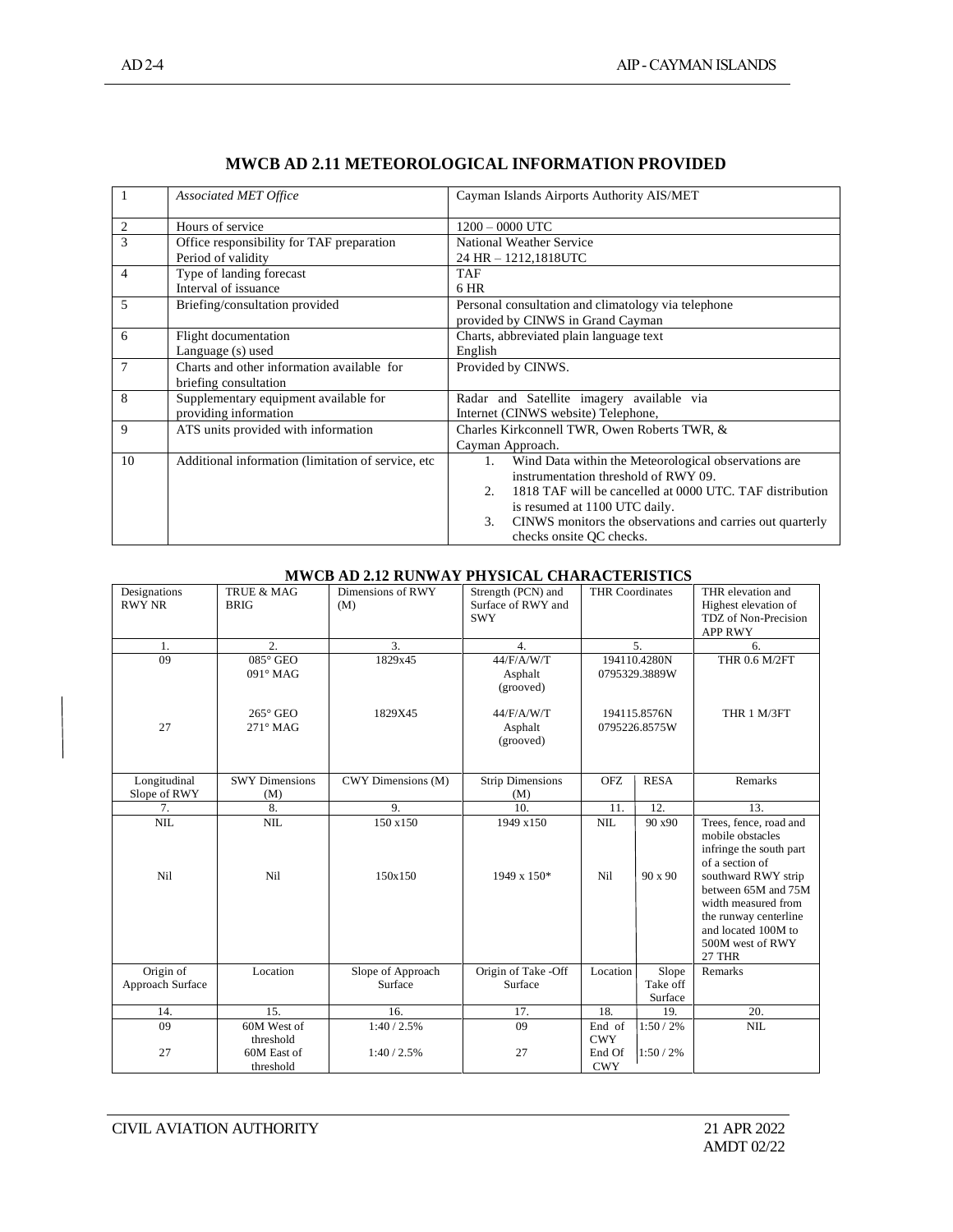## MWCB AD 2.11 METEOROLOGICAL INFORMATION PROVIDED

| | | |
|---|---|---|
| 1 | *Associated MET Office* | Cayman Islands Airports Authority AIS/MET |
| 2 | Hours of service | 1200 – 0000 UTC |
| 3 | Office responsibility for TAF preparation<br>Period of validity | National Weather Service<br>24 HR – 1212,1818UTC |
| 4 | Type of landing forecast<br>Interval of issuance | TAF<br>6 HR |
| 5 | Briefing/consultation provided | Personal consultation and climatology via telephone provided by CINWS in Grand Cayman |
| 6 | Flight documentation<br>Language (s) used | Charts, abbreviated plain language text<br>English |
| 7 | Charts and other information available for briefing consultation | Provided by CINWS. |
| 8 | Supplementary equipment available for providing information | Radar and Satellite imagery available via Internet (CINWS website) Telephone, |
| 9 | ATS units provided with information | Charles Kirkconnell TWR, Owen Roberts TWR, & Cayman Approach. |
| 10 | Additional information (limitation of service, etc | 1. Wind Data within the Meteorological observations are instrumentation threshold of RWY 09.<br>2. 1818 TAF will be cancelled at 0000 UTC. TAF distribution is resumed at 1100 UTC daily.<br>3. CINWS monitors the observations and carries out quarterly checks onsite QC checks. |

## MWCB AD 2.12 RUNWAY PHYSICAL CHARACTERISTICS

| Designations RWY NR | TRUE & MAG BRIG | Dimensions of RWY (M) | Strength (PCN) and Surface of RWY and SWY | THR Coordinates | | THR elevation and Highest elevation of TDZ of Non-Precision APP RWY |
|---|---|---|---|---|---|---|
| 1. | 2. | 3. | 4. | 5. | | 6. |
| 09 | 085° GEO<br>091° MAG | 1829x45 | 44/F/A/W/T<br>Asphalt<br>(grooved) | 194110.4280N<br>0795329.3889W | | THR 0.6 M/2FT |
| 27 | 265° GEO<br>271° MAG | 1829X45 | 44/F/A/W/T<br>Asphalt<br>(grooved) | 194115.8576N<br>0795226.8575W | | THR 1 M/3FT |
| Longitudinal Slope of RWY | SWY Dimensions (M) | CWY Dimensions (M) | Strip Dimensions (M) | OFZ | RESA | Remarks |
| 7. | 8. | 9. | 10. | 11. | 12. | 13. |
| NIL | NIL | 150 x150 | 1949 x150 | NIL | 90 x90 | Trees, fence, road and mobile obstacles infringe the south part of a section of southward RWY strip between 65M and 75M width measured from the runway centerline and located 100M to 500M west of RWY 27 THR |
| Nil | Nil | 150x150 | 1949 x 150* | Nil | 90 x 90 | |
| Origin of Approach Surface | Location | Slope of Approach Surface | Origin of Take -Off Surface | Location | Slope Take off Surface | Remarks |
| 14. | 15. | 16. | 17. | 18. | 19. | 20. |
| 09 | 60M West of threshold | 1:40 / 2.5% | 09 | End of CWY | 1:50 / 2% | NIL |
| 27 | 60M East of threshold | 1:40 / 2.5% | 27 | End Of CWY | 1:50 / 2% | |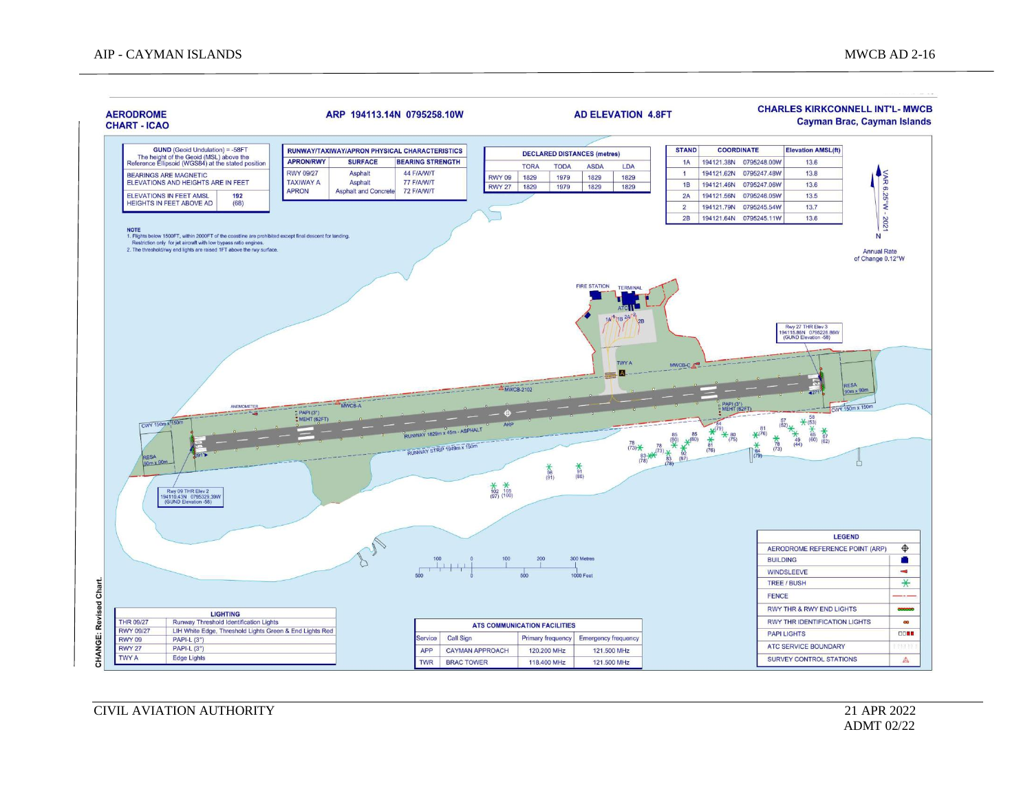# AERODROME CHART - ICAO

ARP 194113.14N 0795258.10W

AD ELEVATION 4.8FT

**CHARLES KIRKCONNELL INT'L- MWCB**
**Cayman Brac, Cayman Islands**

| GUND (Geoid Undulation) = -58FT The height of the Geoid (MSL) above the Reference Ellipsoid (WGS84) at the stated position | |
|---|---|
| BEARINGS ARE MAGNETIC ELEVATIONS AND HEIGHTS ARE IN FEET | |
| ELEVATIONS IN FEET AMSL | 192 |
| HEIGHTS IN FEET ABOVE AD | (68) |

| RUNWAY/TAXIWAY/APRON PHYSICAL CHARACTERISTICS | | |
|---|---|---|
| APRON/RWY | SURFACE | BEARING STRENGTH |
| RWY 09/27 | Asphalt | 44 F/A/W/T |
| TAXIWAY A | Asphalt | 77 F/A/W/T |
| APRON | Asphalt and Concrete | 72 F/A/W/T |

| DECLARED DISTANCES (metres) | | | | |
|---|---|---|---|---|
| | TORA | TODA | ASDA | LDA |
| RWY 09 | 1829 | 1979 | 1829 | 1829 |
| RWY 27 | 1829 | 1979 | 1829 | 1829 |

| STAND | COORDINATE | | Elevation AMSL(ft) |
|---|---|---|---|
| 1A | 194121.38N | 0795248.00W | 13.6 |
| 1 | 194121.62N | 0795247.48W | 13.8 |
| 1B | 194121.46N | 0795247.06W | 13.6 |
| 2A | 194121.56N | 0795246.05W | 13.5 |
| 2 | 194121.79N | 0795245.54W | 13.7 |
| 2B | 194121.64N | 0795245.11W | 13.6 |

VAR 6.25°W - 2021

Annual Rate of Change 0.12°W

**NOTE**
1. Flights below 1500FT, within 2000FT of the coastline are prohibited except final descent for landing. Restriction only for jet aircraft with low bypass ratio engines.
2. The threshold/rwy end lights are raised 1FT above the rwy surface.

FIRE STATION, TERMINAL, ATC, 1A, 1, 1B, 2A, 2, 2B, TWY A, MWCB-C, MWCB-2102, MWCB-A, ANEMOMETER, ARP

Rwy 27 THR Elev 3 194115.86N 0795226.86W (GUND Elevation -58)

Rwy 09 THR Elev 2 194110.43N 0795329.39W (GUND Elevation -58)

PAPI (3°) MEHT (62FT)

RUNWAY 1829m x 45m - ASPHALT

RUNWAY STRIP 1949m x 150m

CWY 150m x 150m

RESA 90m x 90m

091°, 271°

| LIGHTING | |
|---|---|
| THR 09/27 | Runway Threshold Identification Lights |
| RWY 09/27 | LIH White Edge, Threshold Lights Green & End Lights Red |
| RWY 09 | PAPI-L (3°) |
| RWY 27 | PAPI-L (3°) |
| TWY A | Edge Lights |

| ATS COMMUNICATION FACILITIES | | | |
|---|---|---|---|
| Service | Call Sign | Primary frequency | Emergency frequency |
| APP | CAYMAN APPROACH | 120.200 MHz | 121.500 MHz |
| TWR | BRAC TOWER | 118.400 MHz | 121.500 MHz |

| LEGEND |
|---|
| AERODROME REFERENCE POINT (ARP) |
| BUILDING |
| WINDSLEEVE |
| TREE / BUSH |
| FENCE |
| RWY THR & RWY END LIGHTS |
| RWY THR IDENTIFICATION LIGHTS |
| PAPI LIGHTS |
| ATC SERVICE BOUNDARY |
| SURVEY CONTROL STATIONS |

CHANGE: Revised Chart.

21 APR 2022
ADMT 02/22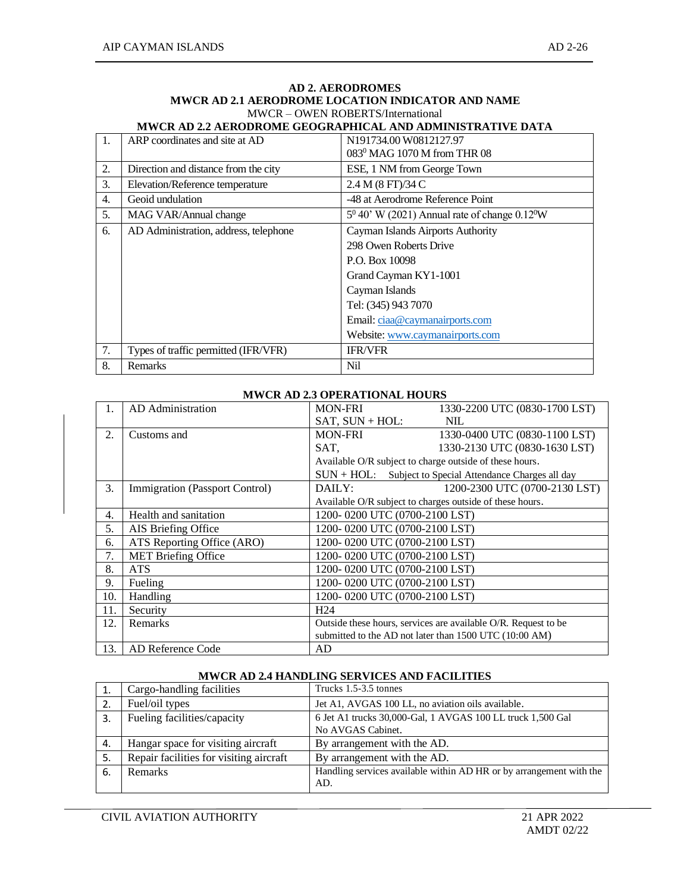# AD 2. AERODROMES

## MWCR AD 2.1 AERODROME LOCATION INDICATOR AND NAME

MWCR – OWEN ROBERTS/International

## MWCR AD 2.2 AERODROME GEOGRAPHICAL AND ADMINISTRATIVE DATA

| | | |
|---|---|---|
| 1. | ARP coordinates and site at AD | N191734.00 W0812127.97<br>083⁰ MAG 1070 M from THR 08 |
| 2. | Direction and distance from the city | ESE, 1 NM from George Town |
| 3. | Elevation/Reference temperature | 2.4 M (8 FT)/34 C |
| 4. | Geoid undulation | -48 at Aerodrome Reference Point |
| 5. | MAG VAR/Annual change | 5⁰ 40' W (2021) Annual rate of change 0.12⁰W |
| 6. | AD Administration, address, telephone | Cayman Islands Airports Authority<br>298 Owen Roberts Drive<br>P.O. Box 10098<br>Grand Cayman KY1-1001<br>Cayman Islands<br>Tel: (345) 943 7070<br>Email: ciaa@caymanairports.com<br>Website: www.caymanairports.com |
| 7. | Types of traffic permitted (IFR/VFR) | IFR/VFR |
| 8. | Remarks | Nil |

## MWCR AD 2.3 OPERATIONAL HOURS

| | | |
|---|---|---|
| 1. | AD Administration | MON-FRI 1330-2200 UTC (0830-1700 LST)<br>SAT, SUN + HOL: NIL |
| 2. | Customs and | MON-FRI 1330-0400 UTC (0830-1100 LST)<br>SAT, 1330-2130 UTC (0830-1630 LST)<br>Available O/R subject to charge outside of these hours.<br>SUN + HOL: Subject to Special Attendance Charges all day |
| 3. | Immigration (Passport Control) | DAILY: 1200-2300 UTC (0700-2130 LST)<br>Available O/R subject to charges outside of these hours. |
| 4. | Health and sanitation | 1200- 0200 UTC (0700-2100 LST) |
| 5. | AIS Briefing Office | 1200- 0200 UTC (0700-2100 LST) |
| 6. | ATS Reporting Office (ARO) | 1200- 0200 UTC (0700-2100 LST) |
| 7. | MET Briefing Office | 1200- 0200 UTC (0700-2100 LST) |
| 8. | ATS | 1200- 0200 UTC (0700-2100 LST) |
| 9. | Fueling | 1200- 0200 UTC (0700-2100 LST) |
| 10. | Handling | 1200- 0200 UTC (0700-2100 LST) |
| 11. | Security | H24 |
| 12. | Remarks | Outside these hours, services are available O/R. Request to be submitted to the AD not later than 1500 UTC (10:00 AM) |
| 13. | AD Reference Code | AD |

## MWCR AD 2.4 HANDLING SERVICES AND FACILITIES

| | | |
|---|---|---|
| 1. | Cargo-handling facilities | Trucks 1.5-3.5 tonnes |
| 2. | Fuel/oil types | Jet A1, AVGAS 100 LL, no aviation oils available. |
| 3. | Fueling facilities/capacity | 6 Jet A1 trucks 30,000-Gal, 1 AVGAS 100 LL truck 1,500 Gal<br>No AVGAS Cabinet. |
| 4. | Hangar space for visiting aircraft | By arrangement with the AD. |
| 5. | Repair facilities for visiting aircraft | By arrangement with the AD. |
| 6. | Remarks | Handling services available within AD HR or by arrangement with the AD. |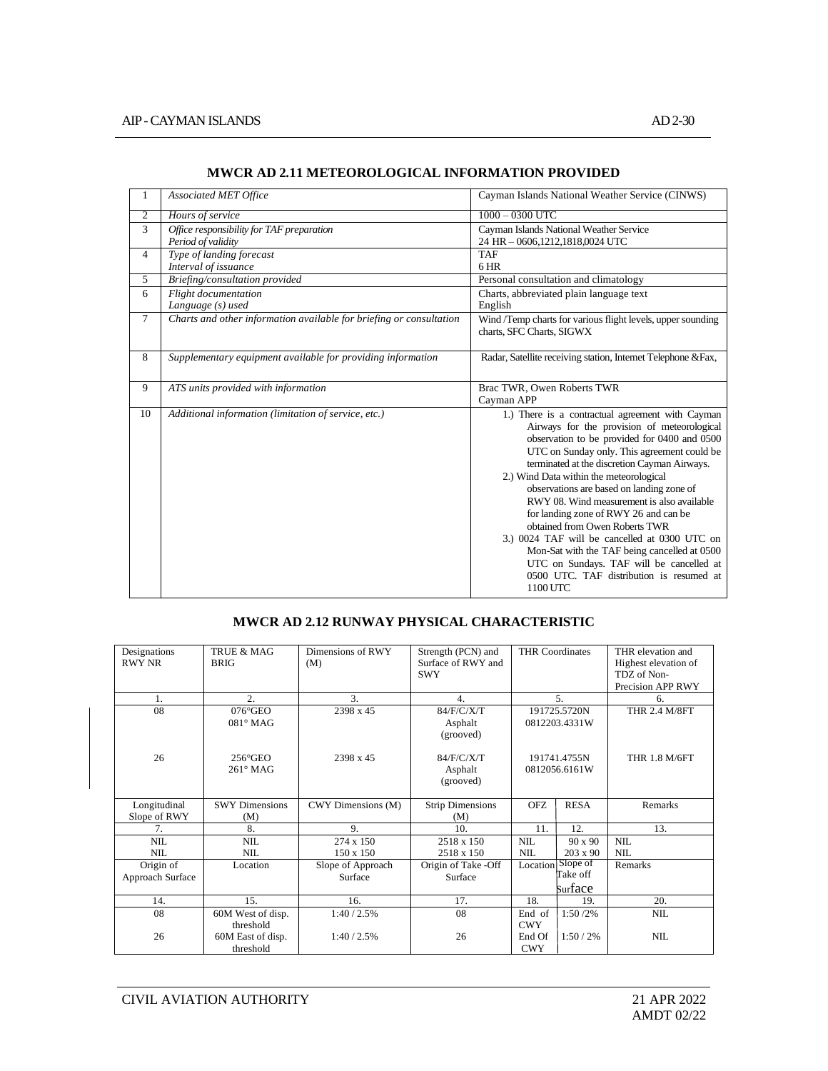## MWCR AD 2.11 METEOROLOGICAL INFORMATION PROVIDED

| | | |
|---|---|---|
| 1 | *Associated MET Office* | Cayman Islands National Weather Service (CINWS) |
| 2 | *Hours of service* | 1000 – 0300 UTC |
| 3 | *Office responsibility for TAF preparation*<br>*Period of validity* | Cayman Islands National Weather Service<br>24 HR – 0606,1212,1818,0024 UTC |
| 4 | *Type of landing forecast*<br>*Interval of issuance* | TAF<br>6 HR |
| 5 | *Briefing/consultation provided* | Personal consultation and climatology |
| 6 | *Flight documentation*<br>*Language (s) used* | Charts, abbreviated plain language text<br>English |
| 7 | *Charts and other information available for briefing or consultation* | Wind /Temp charts for various flight levels, upper sounding charts, SFC Charts, SIGWX |
| 8 | *Supplementary equipment available for providing information* | Radar, Satellite receiving station, Internet Telephone &Fax, |
| 9 | *ATS units provided with information* | Brac TWR, Owen Roberts TWR<br>Cayman APP |
| 10 | *Additional information (limitation of service, etc.)* | 1.) There is a contractual agreement with Cayman Airways for the provision of meteorological observation to be provided for 0400 and 0500 UTC on Sunday only. This agreement could be terminated at the discretion Cayman Airways.<br>2.) Wind Data within the meteorological observations are based on landing zone of RWY 08. Wind measurement is also available for landing zone of RWY 26 and can be obtained from Owen Roberts TWR<br>3.) 0024 TAF will be cancelled at 0300 UTC on Mon-Sat with the TAF being cancelled at 0500 UTC on Sundays. TAF will be cancelled at 0500 UTC. TAF distribution is resumed at 1100 UTC |

## MWCR AD 2.12 RUNWAY PHYSICAL CHARACTERISTIC

| Designations RWY NR | TRUE & MAG BRIG | Dimensions of RWY (M) | Strength (PCN) and Surface of RWY and SWY | THR Coordinates | | THR elevation and Highest elevation of TDZ of Non-Precision APP RWY |
|---|---|---|---|---|---|---|
| 1. | 2. | 3. | 4. | 5. | | 6. |
| 08 | 076°GEO<br>081° MAG | 2398 x 45 | 84/F/C/X/T<br>Asphalt<br>(grooved) | 191725.5720N<br>0812203.4331W | | THR 2.4 M/8FT |
| 26 | 256°GEO<br>261° MAG | 2398 x 45 | 84/F/C/X/T<br>Asphalt<br>(grooved) | 191741.4755N<br>0812056.6161W | | THR 1.8 M/6FT |
| Longitudinal Slope of RWY | SWY Dimensions (M) | CWY Dimensions (M) | Strip Dimensions (M) | OFZ | RESA | Remarks |
| 7. | 8. | 9. | 10. | 11. | 12. | 13. |
| NIL<br>NIL | NIL<br>NIL | 274 x 150<br>150 x 150 | 2518 x 150<br>2518 x 150 | NIL<br>NIL | 90 x 90<br>203 x 90 | NIL<br>NIL |
| Origin of Approach Surface | Location | Slope of Approach Surface | Origin of Take -Off Surface | Location | Slope of Take off Surface | Remarks |
| 14. | 15. | 16. | 17. | 18. | 19. | 20. |
| 08 | 60M West of disp. threshold | 1:40 / 2.5% | 08 | End of CWY | 1:50 /2% | NIL |
| 26 | 60M East of disp. threshold | 1:40 / 2.5% | 26 | End Of CWY | 1:50 / 2% | NIL |